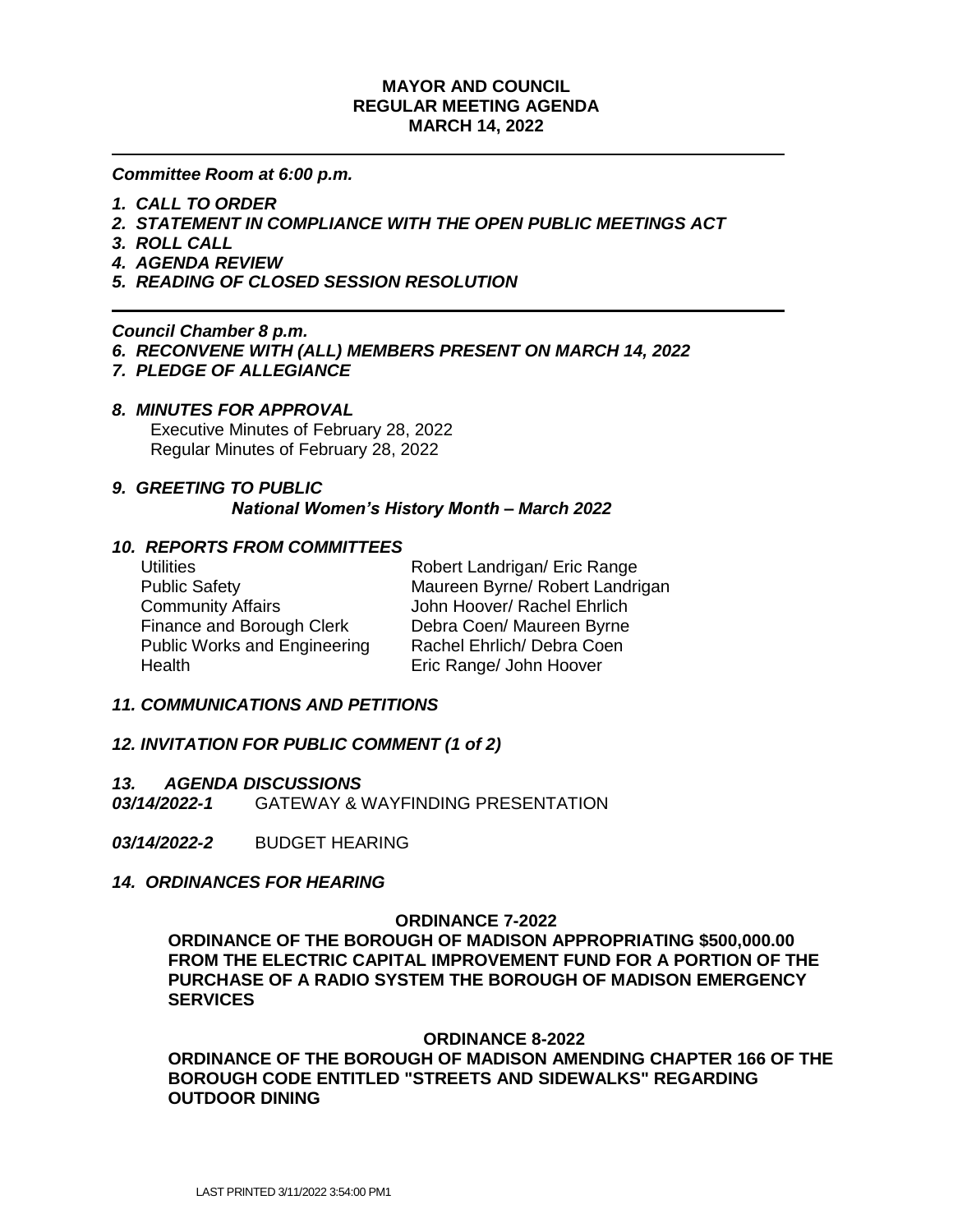**MAYOR AND COUNCIL**
**REGULAR MEETING AGENDA**
**MARCH 14, 2022**

---

***Committee Room at 6:00 p.m.***

1. ***CALL TO ORDER***
2. ***STATEMENT IN COMPLIANCE WITH THE OPEN PUBLIC MEETINGS ACT***
3. ***ROLL CALL***
4. ***AGENDA REVIEW***
5. ***READING OF CLOSED SESSION RESOLUTION***

---

***Council Chamber 8 p.m.***

6. ***RECONVENE WITH (ALL) MEMBERS PRESENT ON MARCH 14, 2022***
7. ***PLEDGE OF ALLEGIANCE***

8. ***MINUTES FOR APPROVAL***
   Executive Minutes of February 28, 2022
   Regular Minutes of February 28, 2022

9. ***GREETING TO PUBLIC***
   ***National Women's History Month – March 2022***

10. ***REPORTS FROM COMMITTEES***

| | |
|---|---|
| Utilities | Robert Landrigan/ Eric Range |
| Public Safety | Maureen Byrne/ Robert Landrigan |
| Community Affairs | John Hoover/ Rachel Ehrlich |
| Finance and Borough Clerk | Debra Coen/ Maureen Byrne |
| Public Works and Engineering | Rachel Ehrlich/ Debra Coen |
| Health | Eric Range/ John Hoover |

11. ***COMMUNICATIONS AND PETITIONS***

12. ***INVITATION FOR PUBLIC COMMENT (1 of 2)***

13. ***AGENDA DISCUSSIONS***

***03/14/2022-1*** GATEWAY & WAYFINDING PRESENTATION

***03/14/2022-2*** BUDGET HEARING

14. ***ORDINANCES FOR HEARING***

**ORDINANCE 7-2022**

**ORDINANCE OF THE BOROUGH OF MADISON APPROPRIATING $500,000.00 FROM THE ELECTRIC CAPITAL IMPROVEMENT FUND FOR A PORTION OF THE PURCHASE OF A RADIO SYSTEM THE BOROUGH OF MADISON EMERGENCY SERVICES**

**ORDINANCE 8-2022**

**ORDINANCE OF THE BOROUGH OF MADISON AMENDING CHAPTER 166 OF THE BOROUGH CODE ENTITLED "STREETS AND SIDEWALKS" REGARDING OUTDOOR DINING**

LAST PRINTED 3/11/2022 3:54:00 PM1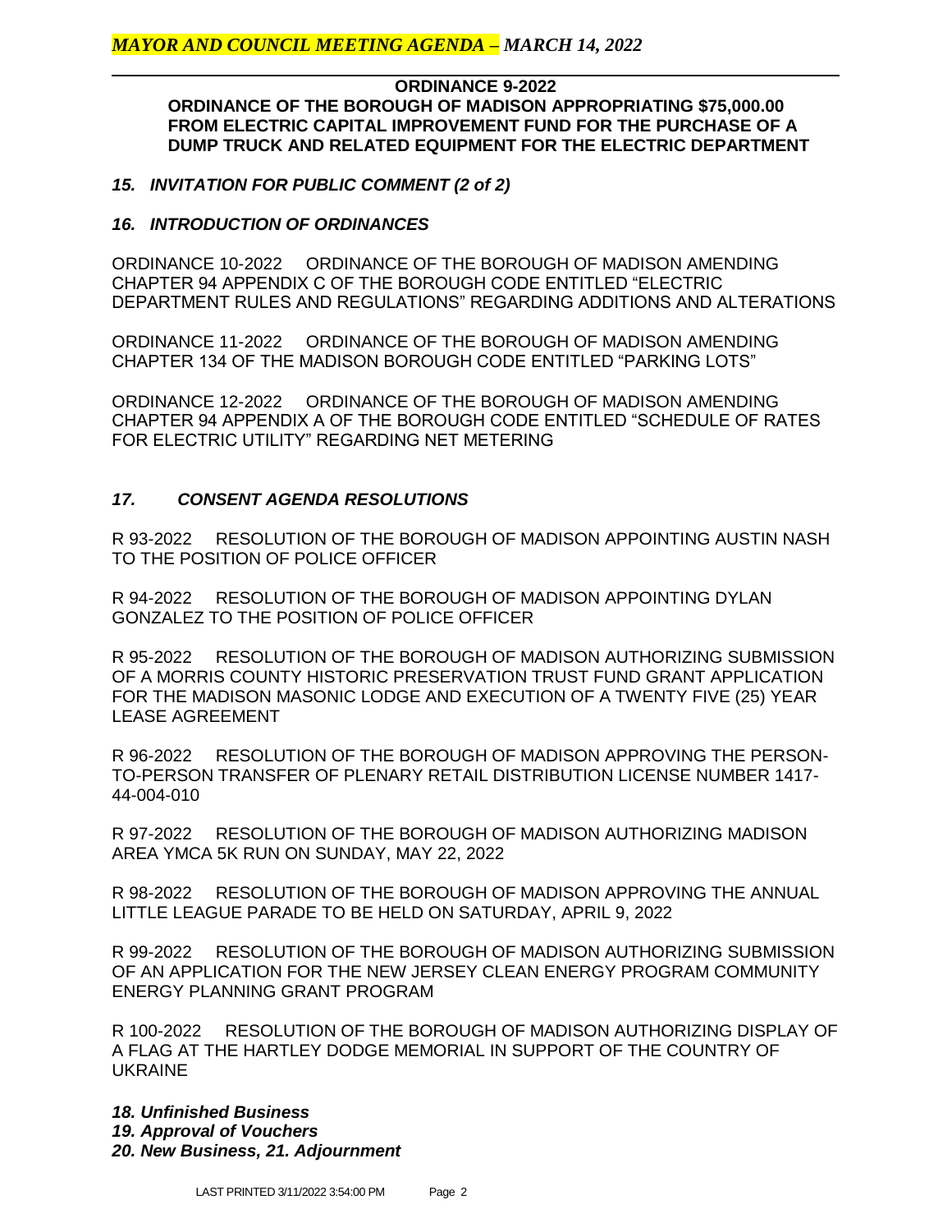**ORDINANCE 9-2022**
**ORDINANCE OF THE BOROUGH OF MADISON APPROPRIATING $75,000.00 FROM ELECTRIC CAPITAL IMPROVEMENT FUND FOR THE PURCHASE OF A DUMP TRUCK AND RELATED EQUIPMENT FOR THE ELECTRIC DEPARTMENT**

***15. INVITATION FOR PUBLIC COMMENT (2 of 2)***

***16. INTRODUCTION OF ORDINANCES***

ORDINANCE 10-2022 ORDINANCE OF THE BOROUGH OF MADISON AMENDING CHAPTER 94 APPENDIX C OF THE BOROUGH CODE ENTITLED "ELECTRIC DEPARTMENT RULES AND REGULATIONS" REGARDING ADDITIONS AND ALTERATIONS

ORDINANCE 11-2022 ORDINANCE OF THE BOROUGH OF MADISON AMENDING CHAPTER 134 OF THE MADISON BOROUGH CODE ENTITLED "PARKING LOTS"

ORDINANCE 12-2022 ORDINANCE OF THE BOROUGH OF MADISON AMENDING CHAPTER 94 APPENDIX A OF THE BOROUGH CODE ENTITLED "SCHEDULE OF RATES FOR ELECTRIC UTILITY" REGARDING NET METERING

***17. CONSENT AGENDA RESOLUTIONS***

R 93-2022 RESOLUTION OF THE BOROUGH OF MADISON APPOINTING AUSTIN NASH TO THE POSITION OF POLICE OFFICER

R 94-2022 RESOLUTION OF THE BOROUGH OF MADISON APPOINTING DYLAN GONZALEZ TO THE POSITION OF POLICE OFFICER

R 95-2022 RESOLUTION OF THE BOROUGH OF MADISON AUTHORIZING SUBMISSION OF A MORRIS COUNTY HISTORIC PRESERVATION TRUST FUND GRANT APPLICATION FOR THE MADISON MASONIC LODGE AND EXECUTION OF A TWENTY FIVE (25) YEAR LEASE AGREEMENT

R 96-2022 RESOLUTION OF THE BOROUGH OF MADISON APPROVING THE PERSON-TO-PERSON TRANSFER OF PLENARY RETAIL DISTRIBUTION LICENSE NUMBER 1417-44-004-010

R 97-2022 RESOLUTION OF THE BOROUGH OF MADISON AUTHORIZING MADISON AREA YMCA 5K RUN ON SUNDAY, MAY 22, 2022

R 98-2022 RESOLUTION OF THE BOROUGH OF MADISON APPROVING THE ANNUAL LITTLE LEAGUE PARADE TO BE HELD ON SATURDAY, APRIL 9, 2022

R 99-2022 RESOLUTION OF THE BOROUGH OF MADISON AUTHORIZING SUBMISSION OF AN APPLICATION FOR THE NEW JERSEY CLEAN ENERGY PROGRAM COMMUNITY ENERGY PLANNING GRANT PROGRAM

R 100-2022 RESOLUTION OF THE BOROUGH OF MADISON AUTHORIZING DISPLAY OF A FLAG AT THE HARTLEY DODGE MEMORIAL IN SUPPORT OF THE COUNTRY OF UKRAINE

***18. Unfinished Business***
***19. Approval of Vouchers***
***20. New Business, 21. Adjournment***